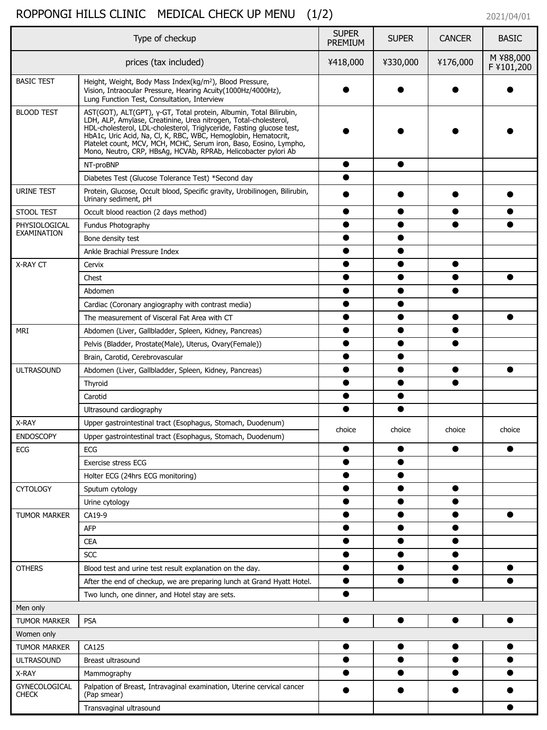# ROPPONGI HILLS CLINIC MEDICAL CHECK UP MENU (1/2)

2021/04/01

| Type of checkup | | SUPER PREMIUM | SUPER | CANCER | BASIC |
|---|---|---|---|---|---|
| prices (tax included) | | ¥418,000 | ¥330,000 | ¥176,000 | M ¥88,000 F ¥101,200 |
| BASIC TEST | Height, Weight, Body Mass Index(kg/m²), Blood Pressure, Vision, Intraocular Pressure, Hearing Acuity(1000Hz/4000Hz), Lung Function Test, Consultation, Interview | ● | ● | ● | ● |
| BLOOD TEST | AST(GOT), ALT(GPT), γ-GT, Total protein, Albumin, Total Bilirubin, LDH, ALP, Amylase, Creatinine, Urea nitrogen, Total-cholesterol, HDL-cholesterol, LDL-cholesterol, Triglyceride, Fasting glucose test, HbA1c, Uric Acid, Na, Cl, K, RBC, WBC, Hemoglobin, Hematocrit, Platelet count, MCV, MCH, MCHC, Serum iron, Baso, Eosino, Lympho, Mono, Neutro, CRP, HBsAg, HCVAb, RPRAb, Helicobacter pylori Ab | ● | ● | ● | ● |
| | NT-proBNP | ● | ● | | |
| | Diabetes Test (Glucose Tolerance Test) *Second day | ● | | | |
| URINE TEST | Protein, Glucose, Occult blood, Specific gravity, Urobilinogen, Bilirubin, Urinary sediment, pH | ● | ● | ● | ● |
| STOOL TEST | Occult blood reaction (2 days method) | ● | ● | ● | ● |
| PHYSIOLOGICAL EXAMINATION | Fundus Photography | ● | ● | ● | ● |
| | Bone density test | ● | ● | | |
| | Ankle Brachial Pressure Index | ● | ● | | |
| X-RAY CT | Cervix | ● | ● | ● | |
| | Chest | ● | ● | ● | ● |
| | Abdomen | ● | ● | ● | |
| | Cardiac (Coronary angiography with contrast media) | ● | ● | | |
| | The measurement of Visceral Fat Area with CT | ● | ● | ● | ● |
| MRI | Abdomen (Liver, Gallbladder, Spleen, Kidney, Pancreas) | ● | ● | ● | |
| | Pelvis (Bladder, Prostate(Male), Uterus, Ovary(Female)) | ● | ● | ● | |
| | Brain, Carotid, Cerebrovascular | ● | ● | | |
| ULTRASOUND | Abdomen (Liver, Gallbladder, Spleen, Kidney, Pancreas) | ● | ● | ● | ● |
| | Thyroid | ● | ● | ● | |
| | Carotid | ● | ● | | |
| | Ultrasound cardiography | ● | ● | | |
| X-RAY | Upper gastrointestinal tract (Esophagus, Stomach, Duodenum) | choice | choice | choice | choice |
| ENDOSCOPY | Upper gastrointestinal tract (Esophagus, Stomach, Duodenum) | | | | |
| ECG | ECG | ● | ● | ● | ● |
| | Exercise stress ECG | ● | ● | | |
| | Holter ECG (24hrs ECG monitoring) | ● | ● | | |
| CYTOLOGY | Sputum cytology | ● | ● | ● | |
| | Urine cytology | ● | ● | ● | |
| TUMOR MARKER | CA19-9 | ● | ● | ● | ● |
| | AFP | ● | ● | ● | |
| | CEA | ● | ● | ● | |
| | SCC | ● | ● | ● | |
| OTHERS | Blood test and urine test result explanation on the day. | ● | ● | ● | ● |
| | After the end of checkup, we are preparing lunch at Grand Hyatt Hotel. | ● | ● | ● | ● |
| | Two lunch, one dinner, and Hotel stay are sets. | ● | | | |
| Men only | | | | | |
| TUMOR MARKER | PSA | ● | ● | ● | ● |
| Women only | | | | | |
| TUMOR MARKER | CA125 | ● | ● | ● | ● |
| ULTRASOUND | Breast ultrasound | ● | ● | ● | ● |
| X-RAY | Mammography | ● | ● | ● | ● |
| GYNECOLOGICAL CHECK | Palpation of Breast, Intravaginal examination, Uterine cervical cancer (Pap smear) | ● | ● | ● | ● |
| | Transvaginal ultrasound | | | | ● |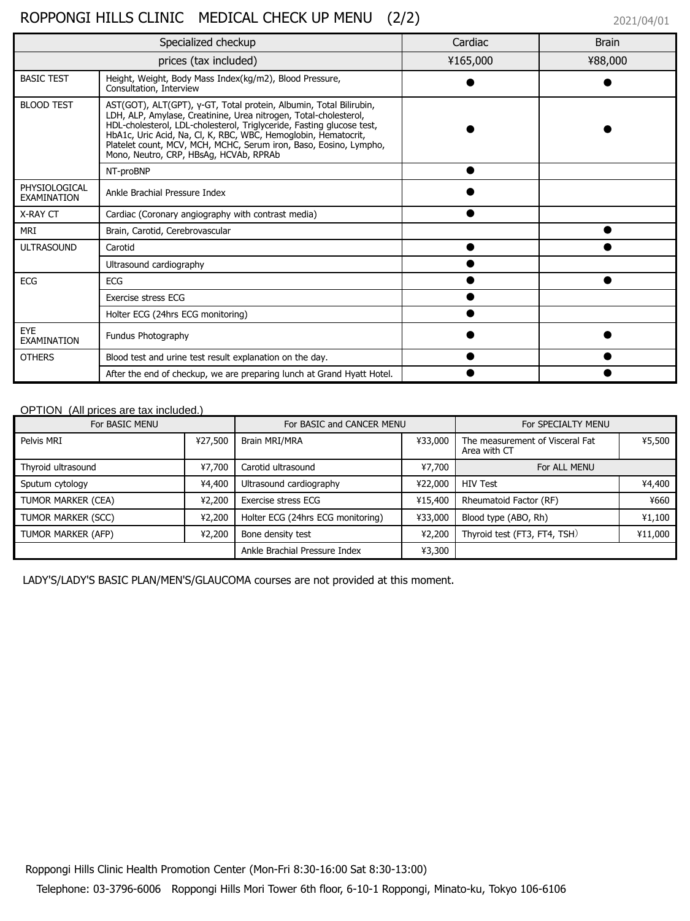# ROPPONGI HILLS CLINIC MEDICAL CHECK UP MENU (2/2)

2021/04/01

| Specialized checkup | | Cardiac | Brain |
|---|---|---|---|
| prices (tax included) | | ¥165,000 | ¥88,000 |
| BASIC TEST | Height, Weight, Body Mass Index(kg/m2), Blood Pressure, Consultation, Interview | ● | ● |
| BLOOD TEST | AST(GOT), ALT(GPT), γ-GT, Total protein, Albumin, Total Bilirubin, LDH, ALP, Amylase, Creatinine, Urea nitrogen, Total-cholesterol, HDL-cholesterol, LDL-cholesterol, Triglyceride, Fasting glucose test, HbA1c, Uric Acid, Na, Cl, K, RBC, WBC, Hemoglobin, Hematocrit, Platelet count, MCV, MCH, MCHC, Serum iron, Baso, Eosino, Lympho, Mono, Neutro, CRP, HBsAg, HCVAb, RPRAb | ● | ● |
| | NT-proBNP | ● | |
| PHYSIOLOGICAL EXAMINATION | Ankle Brachial Pressure Index | ● | |
| X-RAY CT | Cardiac (Coronary angiography with contrast media) | ● | |
| MRI | Brain, Carotid, Cerebrovascular | | ● |
| ULTRASOUND | Carotid | ● | ● |
| | Ultrasound cardiography | ● | |
| ECG | ECG | ● | ● |
| | Exercise stress ECG | ● | |
| | Holter ECG (24hrs ECG monitoring) | ● | |
| EYE EXAMINATION | Fundus Photography | ● | ● |
| OTHERS | Blood test and urine test result explanation on the day. | ● | ● |
| | After the end of checkup, we are preparing lunch at Grand Hyatt Hotel. | ● | ● |

OPTION (All prices are tax included.)

| For BASIC MENU | | For BASIC and CANCER MENU | | For SPECIALTY MENU | |
|---|---|---|---|---|---|
| Pelvis MRI | ¥27,500 | Brain MRI/MRA | ¥33,000 | The measurement of Visceral Fat Area with CT | ¥5,500 |
| Thyroid ultrasound | ¥7,700 | Carotid ultrasound | ¥7,700 | For ALL MENU | |
| Sputum cytology | ¥4,400 | Ultrasound cardiography | ¥22,000 | HIV Test | ¥4,400 |
| TUMOR MARKER (CEA) | ¥2,200 | Exercise stress ECG | ¥15,400 | Rheumatoid Factor (RF) | ¥660 |
| TUMOR MARKER (SCC) | ¥2,200 | Holter ECG (24hrs ECG monitoring) | ¥33,000 | Blood type (ABO, Rh) | ¥1,100 |
| TUMOR MARKER (AFP) | ¥2,200 | Bone density test | ¥2,200 | Thyroid test (FT3, FT4, TSH) | ¥11,000 |
| | | Ankle Brachial Pressure Index | ¥3,300 | | |

LADY'S/LADY'S BASIC PLAN/MEN'S/GLAUCOMA courses are not provided at this moment.

Roppongi Hills Clinic Health Promotion Center (Mon-Fri 8:30-16:00 Sat 8:30-13:00)

Telephone: 03-3796-6006 Roppongi Hills Mori Tower 6th floor, 6-10-1 Roppongi, Minato-ku, Tokyo 106-6106